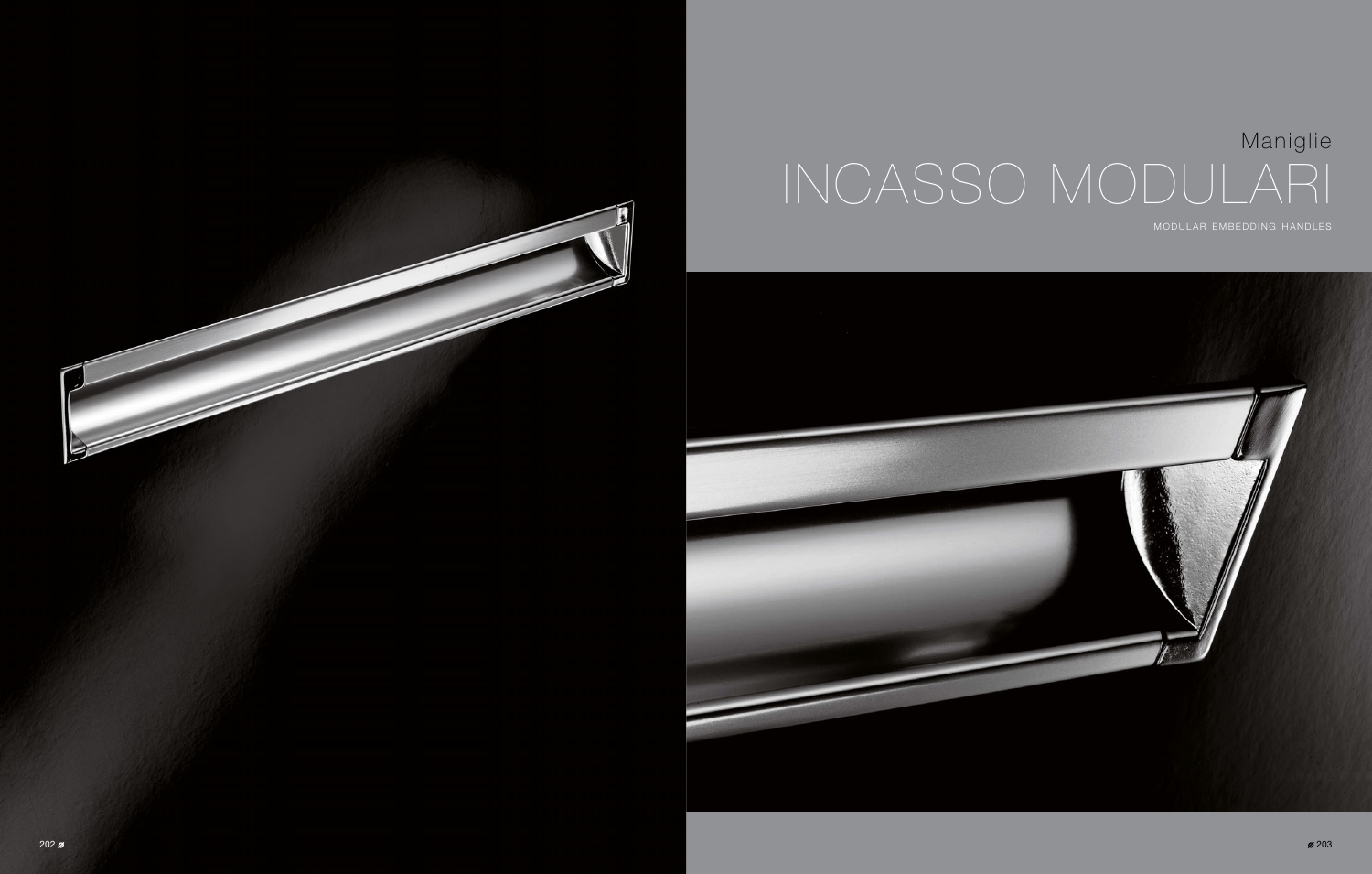Maniglie

# INCASSO MODULARI

MODULAR EMBEDDING HANDLES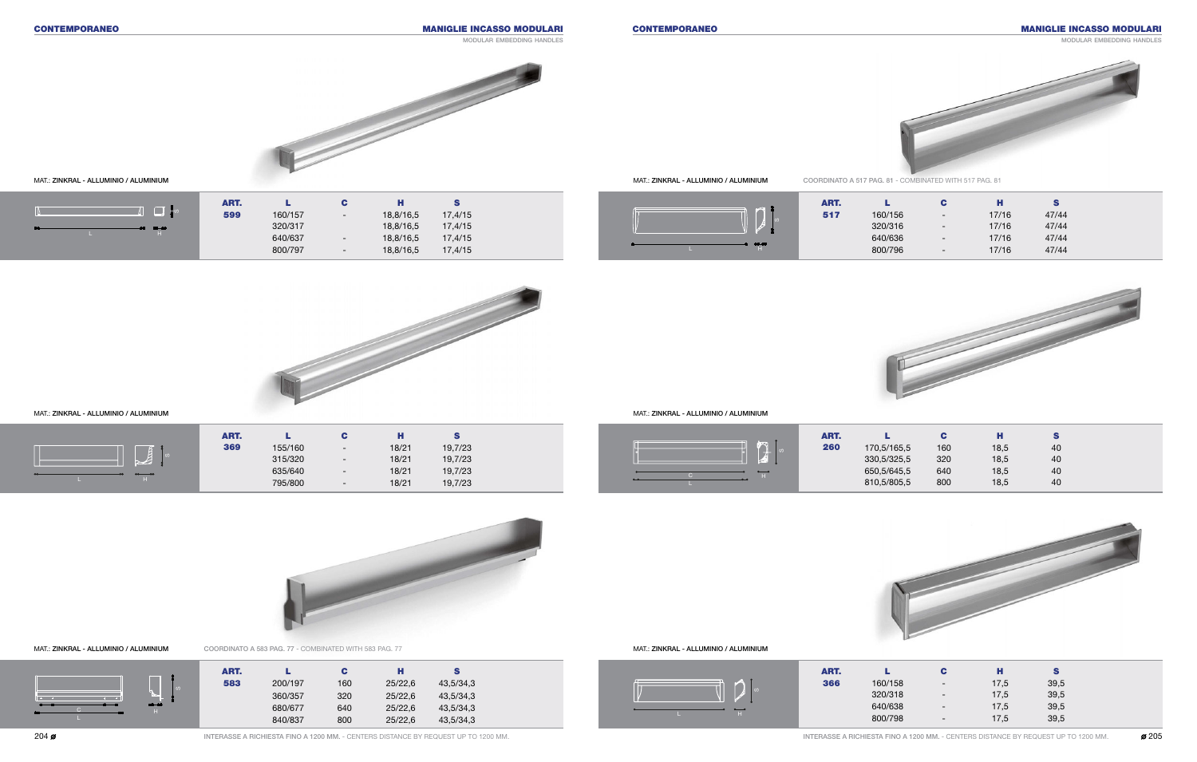## CONTEMPORANEO

## MANIGLIE INCASSO MODULARI

MODULAR EMBEDDING HANDLES

MAT.: ZINKRAL - ALLUMINIO / ALUMINIUM

| ART. | L | C | H | S |
|---|---|---|---|---|
| 599 | 160/157 | - | 18,8/16,5 | 17,4/15 |
| | 320/317 | | 18,8/16,5 | 17,4/15 |
| | 640/637 | - | 18,8/16,5 | 17,4/15 |
| | 800/797 | - | 18,8/16,5 | 17,4/15 |

MAT.: ZINKRAL - ALLUMINIO / ALUMINIUM

| ART. | L | C | H | S |
|---|---|---|---|---|
| 369 | 155/160 | - | 18/21 | 19,7/23 |
| | 315/320 | - | 18/21 | 19,7/23 |
| | 635/640 | - | 18/21 | 19,7/23 |
| | 795/800 | - | 18/21 | 19,7/23 |

MAT.: ZINKRAL - ALLUMINIO / ALUMINIUM

COORDINATO A 583 PAG. 77 - COMBINATED WITH 583 PAG. 77

| ART. | L | C | H | S |
|---|---|---|---|---|
| 583 | 200/197 | 160 | 25/22,6 | 43,5/34,3 |
| | 360/357 | 320 | 25/22,6 | 43,5/34,3 |
| | 680/677 | 640 | 25/22,6 | 43,5/34,3 |
| | 840/837 | 800 | 25/22,6 | 43,5/34,3 |

INTERASSE A RICHIESTA FINO A 1200 MM. - CENTERS DISTANCE BY REQUEST UP TO 1200 MM.

MAT.: ZINKRAL - ALLUMINIO / ALUMINIUM

COORDINATO A 517 PAG. 81 - COMBINATED WITH 517 PAG. 81

| ART. | L | C | H | S |
|---|---|---|---|---|
| 517 | 160/156 | - | 17/16 | 47/44 |
| | 320/316 | - | 17/16 | 47/44 |
| | 640/636 | - | 17/16 | 47/44 |
| | 800/796 | - | 17/16 | 47/44 |

MAT.: ZINKRAL - ALLUMINIO / ALUMINIUM

| ART. | L | C | H | S |
|---|---|---|---|---|
| 260 | 170,5/165,5 | 160 | 18,5 | 40 |
| | 330,5/325,5 | 320 | 18,5 | 40 |
| | 650,5/645,5 | 640 | 18,5 | 40 |
| | 810,5/805,5 | 800 | 18,5 | 40 |

MAT.: ZINKRAL - ALLUMINIO / ALUMINIUM

| ART. | L | C | H | S |
|---|---|---|---|---|
| 366 | 160/158 | - | 17,5 | 39,5 |
| | 320/318 | - | 17,5 | 39,5 |
| | 640/638 | - | 17,5 | 39,5 |
| | 800/798 | - | 17,5 | 39,5 |

INTERASSE A RICHIESTA FINO A 1200 MM. - CENTERS DISTANCE BY REQUEST UP TO 1200 MM.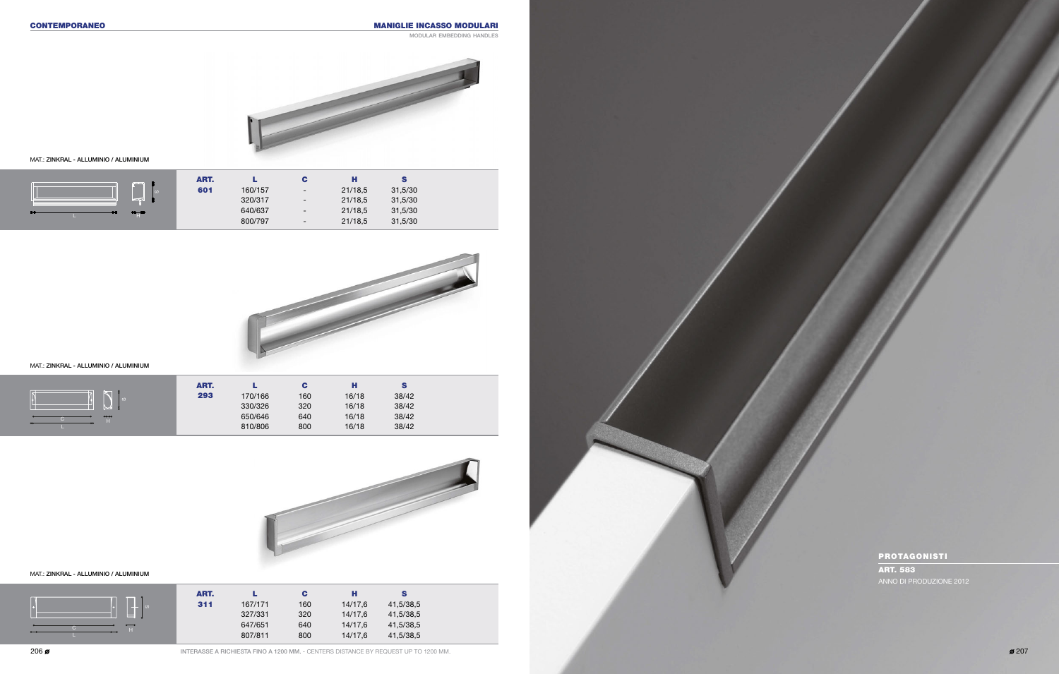**CONTEMPORANEO**

## MANIGLIE INCASSO MODULARI

MODULAR EMBEDDING HANDLES

MAT.: ZINKRAL - ALLUMINIO / ALUMINIUM

| ART. | L | C | H | S |
|---|---|---|---|---|
| 601 | 160/157 | - | 21/18,5 | 31,5/30 |
| | 320/317 | - | 21/18,5 | 31,5/30 |
| | 640/637 | - | 21/18,5 | 31,5/30 |
| | 800/797 | - | 21/18,5 | 31,5/30 |

MAT.: ZINKRAL - ALLUMINIO / ALUMINIUM

| ART. | L | C | H | S |
|---|---|---|---|---|
| 293 | 170/166 | 160 | 16/18 | 38/42 |
| | 330/326 | 320 | 16/18 | 38/42 |
| | 650/646 | 640 | 16/18 | 38/42 |
| | 810/806 | 800 | 16/18 | 38/42 |

MAT.: ZINKRAL - ALLUMINIO / ALUMINIUM

| ART. | L | C | H | S |
|---|---|---|---|---|
| 311 | 167/171 | 160 | 14/17,6 | 41,5/38,5 |
| | 327/331 | 320 | 14/17,6 | 41,5/38,5 |
| | 647/651 | 640 | 14/17,6 | 41,5/38,5 |
| | 807/811 | 800 | 14/17,6 | 41,5/38,5 |

INTERASSE A RICHIESTA FINO A 1200 MM. - CENTERS DISTANCE BY REQUEST UP TO 1200 MM.

**PROTAGONISTI**

**ART. 583**

ANNO DI PRODUZIONE 2012